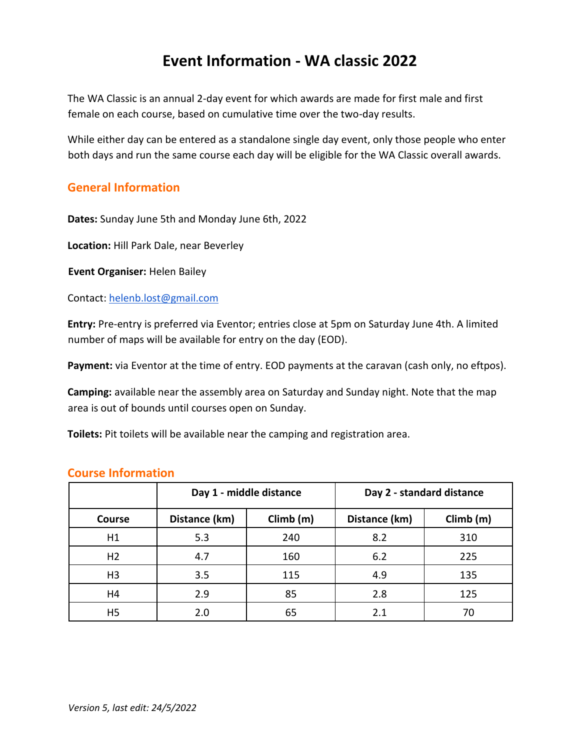# Event Information - WA classic 2022

The WA Classic is an annual 2-day event for which awards are made for first male and first female on each course, based on cumulative time over the two-day results.

While either day can be entered as a standalone single day event, only those people who enter both days and run the same course each day will be eligible for the WA Classic overall awards.

## General Information

**Dates:** Sunday June 5th and Monday June 6th, 2022

**Location:** Hill Park Dale, near Beverley

**Event Organiser:** Helen Bailey

Contact: helenb.lost@gmail.com

**Entry:** Pre-entry is preferred via Eventor; entries close at 5pm on Saturday June 4th. A limited number of maps will be available for entry on the day (EOD).

**Payment:** via Eventor at the time of entry. EOD payments at the caravan (cash only, no eftpos).

**Camping:** available near the assembly area on Saturday and Sunday night. Note that the map area is out of bounds until courses open on Sunday.

**Toilets:** Pit toilets will be available near the camping and registration area.

## Course Information

| | Day 1 - middle distance | | Day 2 - standard distance | |
|---|---|---|---|---|
| **Course** | **Distance (km)** | **Climb (m)** | **Distance (km)** | **Climb (m)** |
| H1 | 5.3 | 240 | 8.2 | 310 |
| H2 | 4.7 | 160 | 6.2 | 225 |
| H3 | 3.5 | 115 | 4.9 | 135 |
| H4 | 2.9 | 85 | 2.8 | 125 |
| H5 | 2.0 | 65 | 2.1 | 70 |

*Version 5, last edit: 24/5/2022*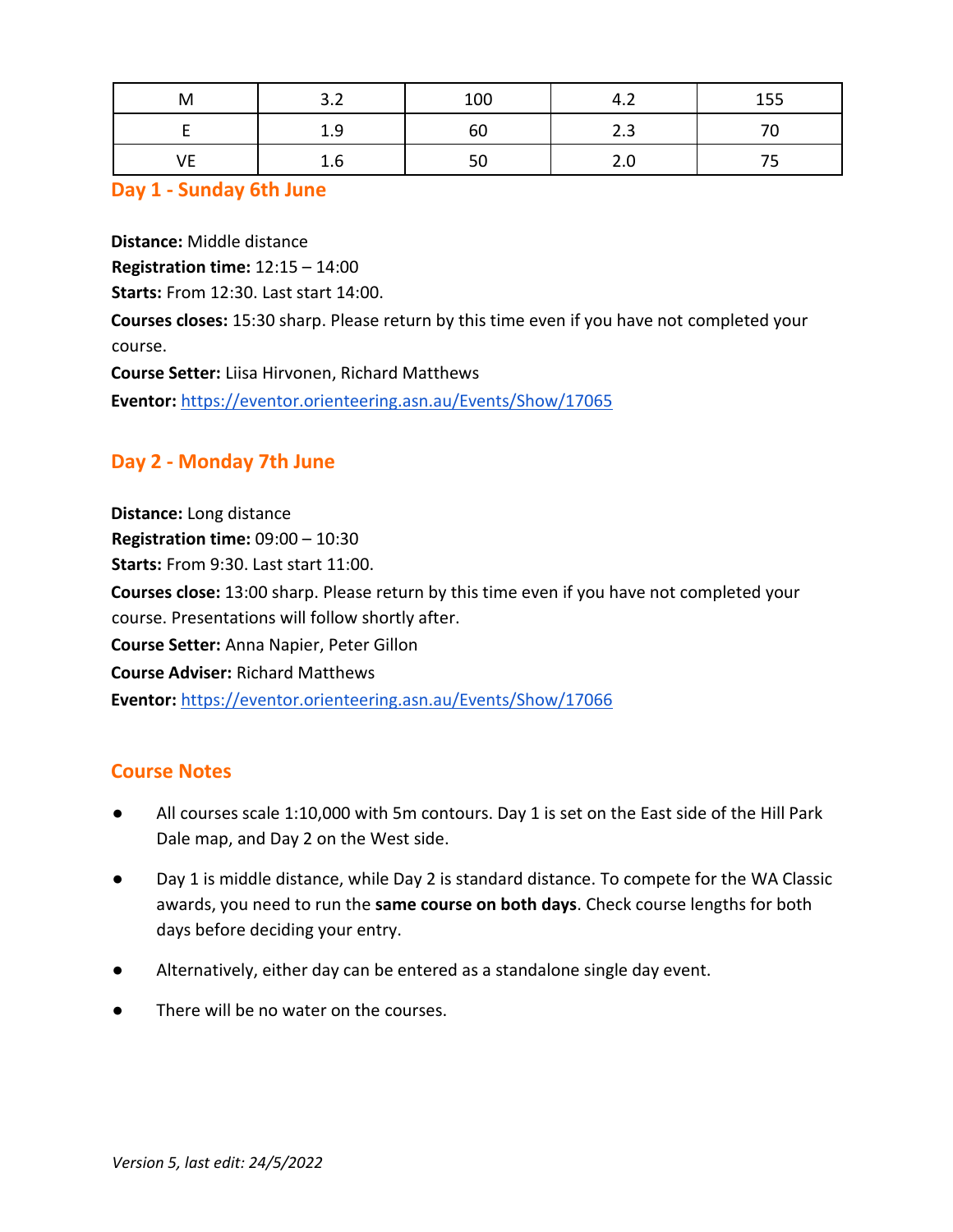| M | 3.2 | 100 | 4.2 | 155 |
|---|---|---|---|---|
| E | 1.9 | 60 | 2.3 | 70 |
| VE | 1.6 | 50 | 2.0 | 75 |

## Day 1 - Sunday 6th June

**Distance:** Middle distance
**Registration time:** 12:15 – 14:00
**Starts:** From 12:30. Last start 14:00.
**Courses closes:** 15:30 sharp. Please return by this time even if you have not completed your course.
**Course Setter:** Liisa Hirvonen, Richard Matthews
**Eventor:** https://eventor.orienteering.asn.au/Events/Show/17065

## Day 2 - Monday 7th June

**Distance:** Long distance
**Registration time:** 09:00 – 10:30
**Starts:** From 9:30. Last start 11:00.
**Courses close:** 13:00 sharp. Please return by this time even if you have not completed your course. Presentations will follow shortly after.
**Course Setter:** Anna Napier, Peter Gillon
**Course Adviser:** Richard Matthews
**Eventor:** https://eventor.orienteering.asn.au/Events/Show/17066

## Course Notes

- All courses scale 1:10,000 with 5m contours. Day 1 is set on the East side of the Hill Park Dale map, and Day 2 on the West side.
- Day 1 is middle distance, while Day 2 is standard distance. To compete for the WA Classic awards, you need to run the **same course on both days**. Check course lengths for both days before deciding your entry.
- Alternatively, either day can be entered as a standalone single day event.
- There will be no water on the courses.

*Version 5, last edit: 24/5/2022*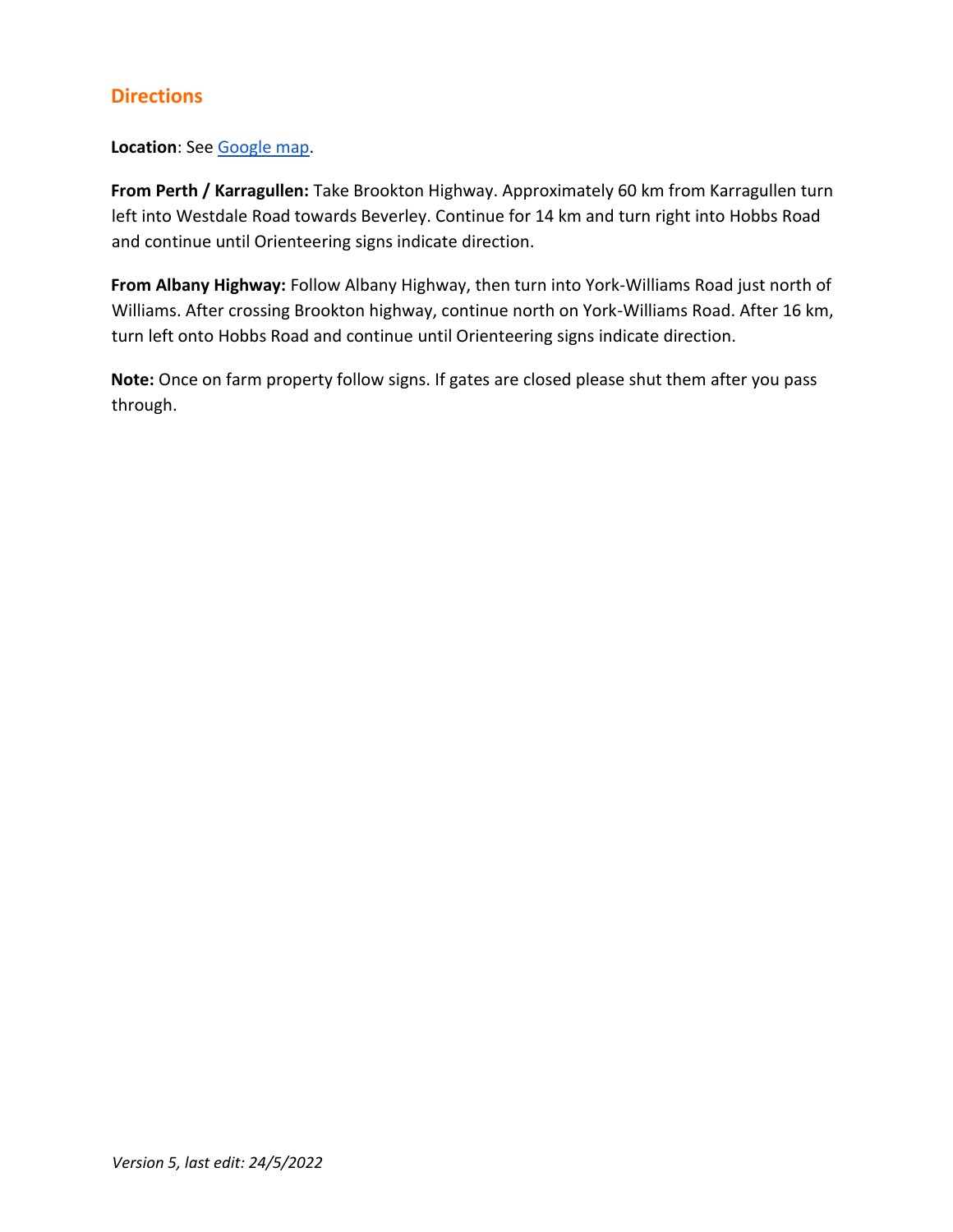## Directions

**Location**: See Google map.

**From Perth / Karragullen:** Take Brookton Highway. Approximately 60 km from Karragullen turn left into Westdale Road towards Beverley. Continue for 14 km and turn right into Hobbs Road and continue until Orienteering signs indicate direction.

**From Albany Highway:** Follow Albany Highway, then turn into York-Williams Road just north of Williams. After crossing Brookton highway, continue north on York-Williams Road. After 16 km, turn left onto Hobbs Road and continue until Orienteering signs indicate direction.

**Note:** Once on farm property follow signs. If gates are closed please shut them after you pass through.

*Version 5, last edit: 24/5/2022*